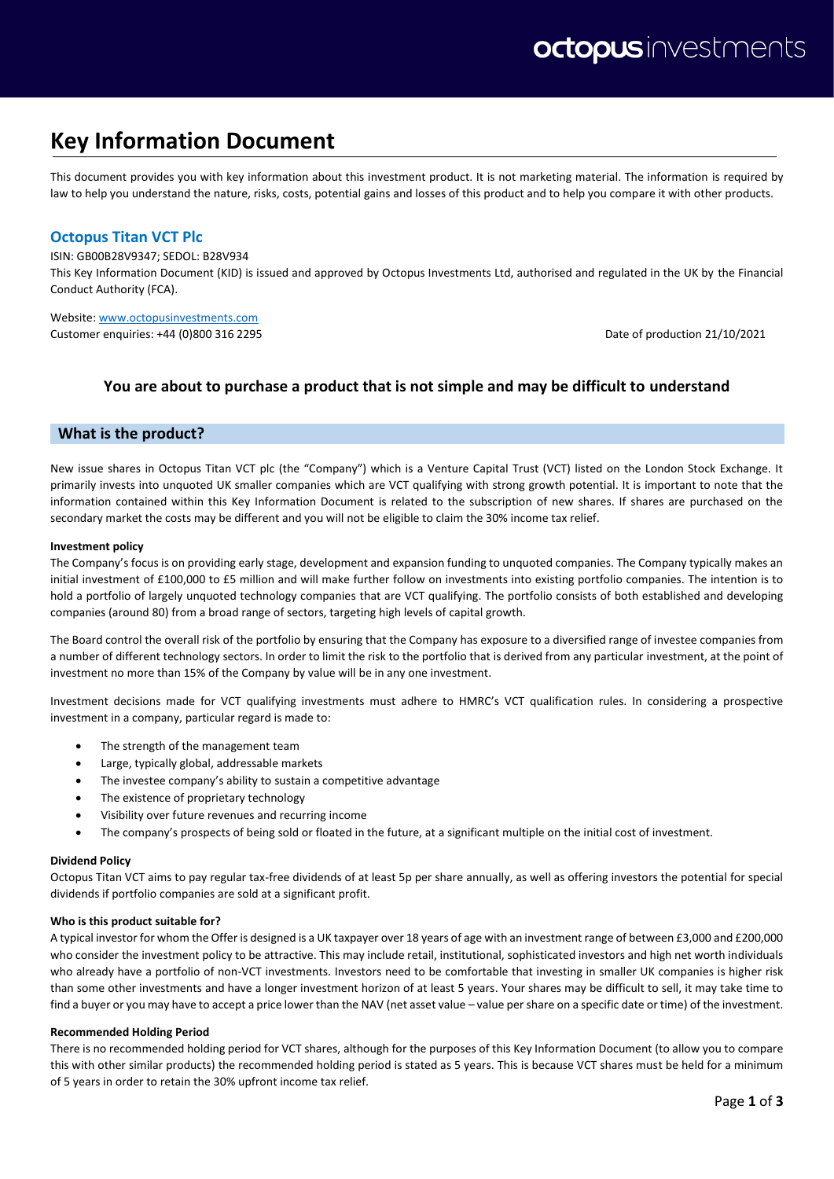# Key Information Document

This document provides you with key information about this investment product. It is not marketing material. The information is required by law to help you understand the nature, risks, costs, potential gains and losses of this product and to help you compare it with other products.

## Octopus Titan VCT Plc

ISIN: GB00B28V9347; SEDOL: B28V934

This Key Information Document (KID) is issued and approved by Octopus Investments Ltd, authorised and regulated in the UK by the Financial Conduct Authority (FCA).

Website: www.octopusinvestments.com

Customer enquiries: +44 (0)800 316 2295

Date of production 21/10/2021

### You are about to purchase a product that is not simple and may be difficult to understand

## What is the product?

New issue shares in Octopus Titan VCT plc (the "Company") which is a Venture Capital Trust (VCT) listed on the London Stock Exchange. It primarily invests into unquoted UK smaller companies which are VCT qualifying with strong growth potential. It is important to note that the information contained within this Key Information Document is related to the subscription of new shares. If shares are purchased on the secondary market the costs may be different and you will not be eligible to claim the 30% income tax relief.

**Investment policy**

The Company's focus is on providing early stage, development and expansion funding to unquoted companies. The Company typically makes an initial investment of £100,000 to £5 million and will make further follow on investments into existing portfolio companies. The intention is to hold a portfolio of largely unquoted technology companies that are VCT qualifying. The portfolio consists of both established and developing companies (around 80) from a broad range of sectors, targeting high levels of capital growth.

The Board control the overall risk of the portfolio by ensuring that the Company has exposure to a diversified range of investee companies from a number of different technology sectors. In order to limit the risk to the portfolio that is derived from any particular investment, at the point of investment no more than 15% of the Company by value will be in any one investment.

Investment decisions made for VCT qualifying investments must adhere to HMRC's VCT qualification rules. In considering a prospective investment in a company, particular regard is made to:

- The strength of the management team
- Large, typically global, addressable markets
- The investee company's ability to sustain a competitive advantage
- The existence of proprietary technology
- Visibility over future revenues and recurring income
- The company's prospects of being sold or floated in the future, at a significant multiple on the initial cost of investment.

**Dividend Policy**

Octopus Titan VCT aims to pay regular tax-free dividends of at least 5p per share annually, as well as offering investors the potential for special dividends if portfolio companies are sold at a significant profit.

**Who is this product suitable for?**

A typical investor for whom the Offer is designed is a UK taxpayer over 18 years of age with an investment range of between £3,000 and £200,000 who consider the investment policy to be attractive. This may include retail, institutional, sophisticated investors and high net worth individuals who already have a portfolio of non-VCT investments. Investors need to be comfortable that investing in smaller UK companies is higher risk than some other investments and have a longer investment horizon of at least 5 years. Your shares may be difficult to sell, it may take time to find a buyer or you may have to accept a price lower than the NAV (net asset value – value per share on a specific date or time) of the investment.

**Recommended Holding Period**

There is no recommended holding period for VCT shares, although for the purposes of this Key Information Document (to allow you to compare this with other similar products) the recommended holding period is stated as 5 years. This is because VCT shares must be held for a minimum of 5 years in order to retain the 30% upfront income tax relief.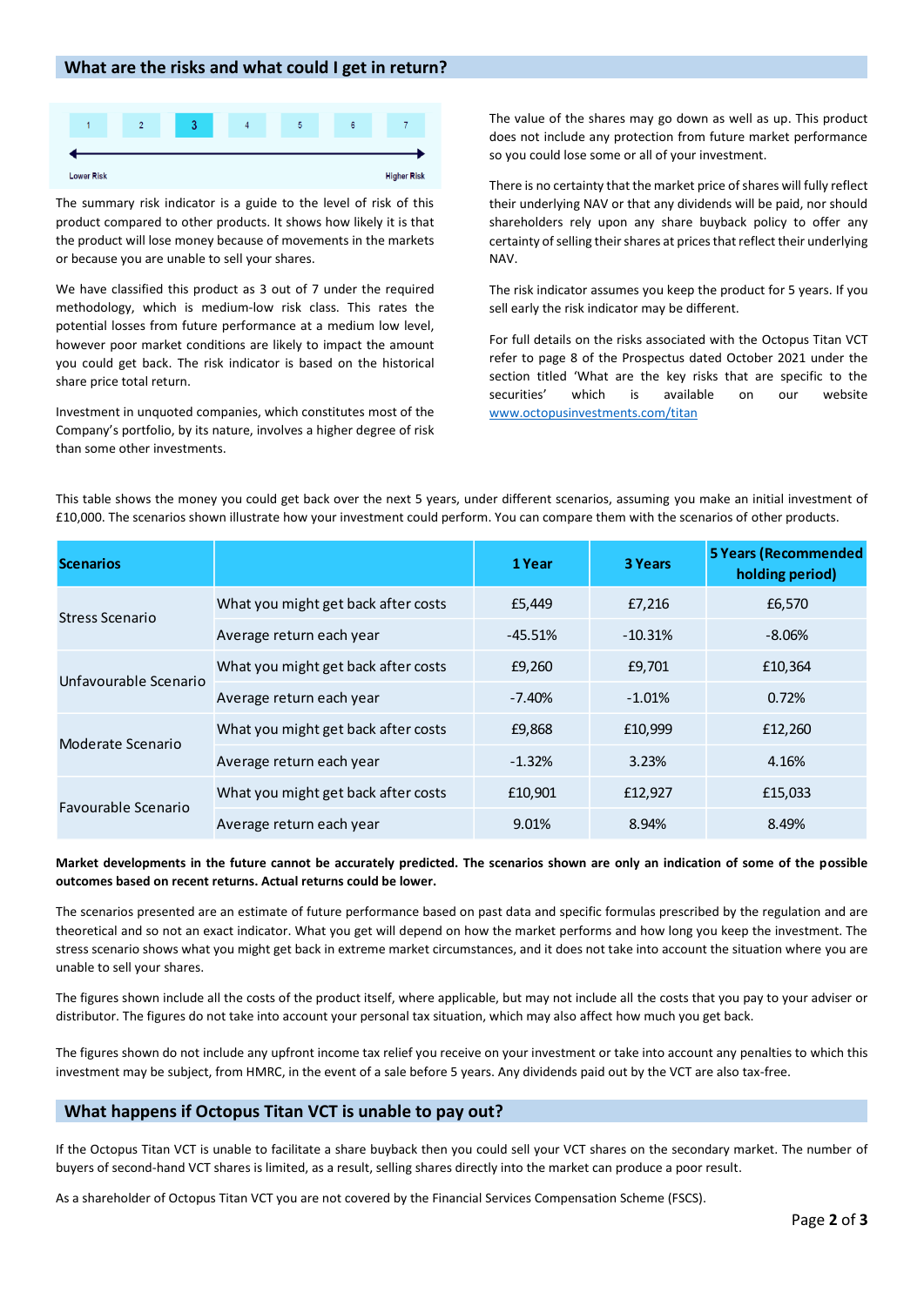## What are the risks and what could I get in return?

| 1 | 2 | 3 | 4 | 5 | 6 | 7 |
|---|---|---|---|---|---|---|

Lower Risk ← → Higher Risk

The summary risk indicator is a guide to the level of risk of this product compared to other products. It shows how likely it is that the product will lose money because of movements in the markets or because you are unable to sell your shares.

We have classified this product as 3 out of 7 under the required methodology, which is medium-low risk class. This rates the potential losses from future performance at a medium low level, however poor market conditions are likely to impact the amount you could get back. The risk indicator is based on the historical share price total return.

Investment in unquoted companies, which constitutes most of the Company's portfolio, by its nature, involves a higher degree of risk than some other investments.

The value of the shares may go down as well as up. This product does not include any protection from future market performance so you could lose some or all of your investment.

There is no certainty that the market price of shares will fully reflect their underlying NAV or that any dividends will be paid, nor should shareholders rely upon any share buyback policy to offer any certainty of selling their shares at prices that reflect their underlying NAV.

The risk indicator assumes you keep the product for 5 years. If you sell early the risk indicator may be different.

For full details on the risks associated with the Octopus Titan VCT refer to page 8 of the Prospectus dated October 2021 under the section titled 'What are the key risks that are specific to the securities' which is available on our website www.octopusinvestments.com/titan

This table shows the money you could get back over the next 5 years, under different scenarios, assuming you make an initial investment of £10,000. The scenarios shown illustrate how your investment could perform. You can compare them with the scenarios of other products.

| Scenarios | | 1 Year | 3 Years | 5 Years (Recommended holding period) |
|---|---|---|---|---|
| Stress Scenario | What you might get back after costs | £5,449 | £7,216 | £6,570 |
| | Average return each year | -45.51% | -10.31% | -8.06% |
| Unfavourable Scenario | What you might get back after costs | £9,260 | £9,701 | £10,364 |
| | Average return each year | -7.40% | -1.01% | 0.72% |
| Moderate Scenario | What you might get back after costs | £9,868 | £10,999 | £12,260 |
| | Average return each year | -1.32% | 3.23% | 4.16% |
| Favourable Scenario | What you might get back after costs | £10,901 | £12,927 | £15,033 |
| | Average return each year | 9.01% | 8.94% | 8.49% |

**Market developments in the future cannot be accurately predicted. The scenarios shown are only an indication of some of the possible outcomes based on recent returns. Actual returns could be lower.**

The scenarios presented are an estimate of future performance based on past data and specific formulas prescribed by the regulation and are theoretical and so not an exact indicator. What you get will depend on how the market performs and how long you keep the investment. The stress scenario shows what you might get back in extreme market circumstances, and it does not take into account the situation where you are unable to sell your shares.

The figures shown include all the costs of the product itself, where applicable, but may not include all the costs that you pay to your adviser or distributor. The figures do not take into account your personal tax situation, which may also affect how much you get back.

The figures shown do not include any upfront income tax relief you receive on your investment or take into account any penalties to which this investment may be subject, from HMRC, in the event of a sale before 5 years. Any dividends paid out by the VCT are also tax-free.

## What happens if Octopus Titan VCT is unable to pay out?

If the Octopus Titan VCT is unable to facilitate a share buyback then you could sell your VCT shares on the secondary market. The number of buyers of second-hand VCT shares is limited, as a result, selling shares directly into the market can produce a poor result.

As a shareholder of Octopus Titan VCT you are not covered by the Financial Services Compensation Scheme (FSCS).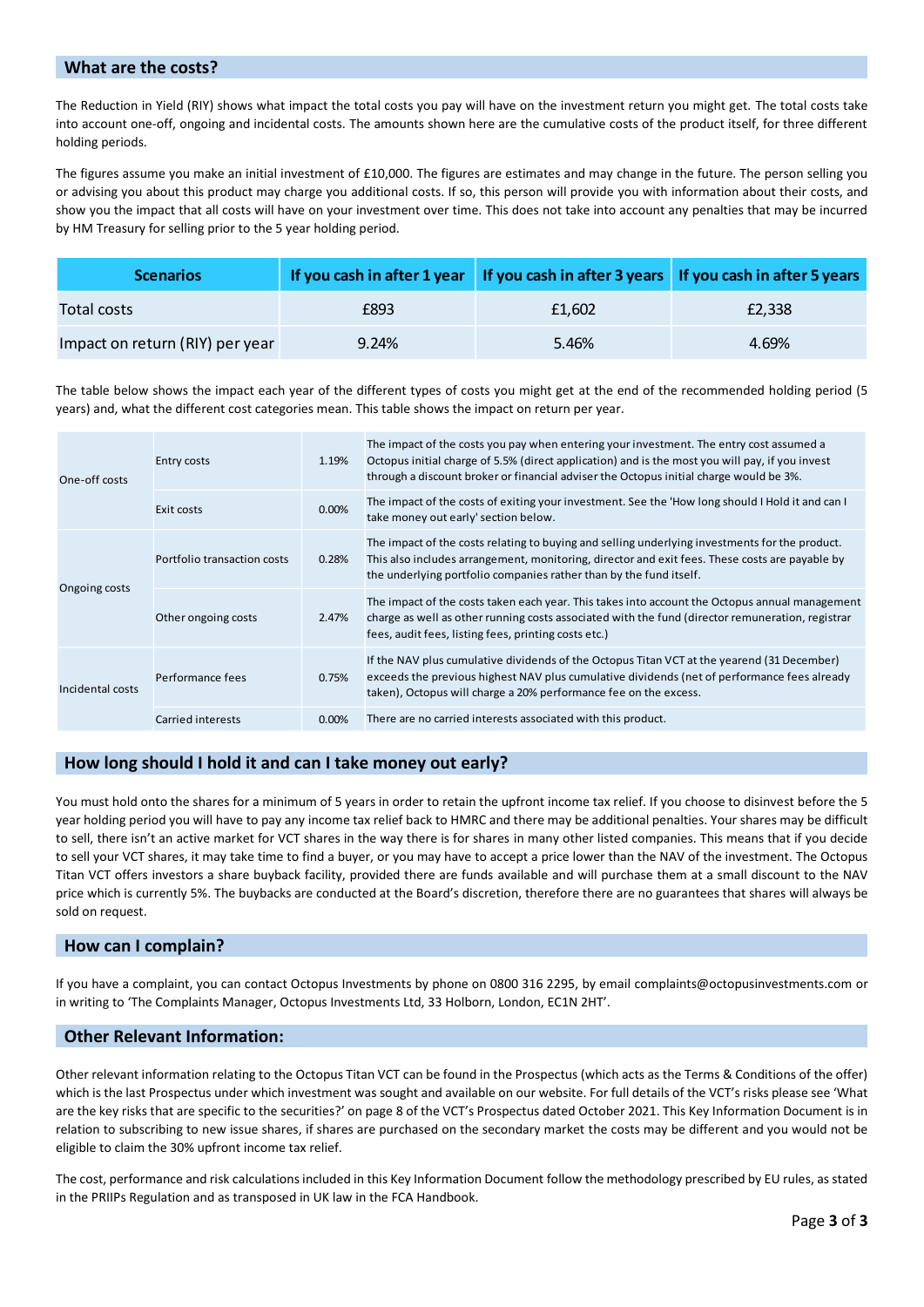## What are the costs?

The Reduction in Yield (RIY) shows what impact the total costs you pay will have on the investment return you might get. The total costs take into account one-off, ongoing and incidental costs. The amounts shown here are the cumulative costs of the product itself, for three different holding periods.

The figures assume you make an initial investment of £10,000. The figures are estimates and may change in the future. The person selling you or advising you about this product may charge you additional costs. If so, this person will provide you with information about their costs, and show you the impact that all costs will have on your investment over time. This does not take into account any penalties that may be incurred by HM Treasury for selling prior to the 5 year holding period.

| Scenarios | If you cash in after 1 year | If you cash in after 3 years | If you cash in after 5 years |
|---|---|---|---|
| Total costs | £893 | £1,602 | £2,338 |
| Impact on return (RIY) per year | 9.24% | 5.46% | 4.69% |

The table below shows the impact each year of the different types of costs you might get at the end of the recommended holding period (5 years) and, what the different cost categories mean. This table shows the impact on return per year.

| | | | |
|---|---|---|---|
| One-off costs | Entry costs | 1.19% | The impact of the costs you pay when entering your investment. The entry cost assumed a Octopus initial charge of 5.5% (direct application) and is the most you will pay, if you invest through a discount broker or financial adviser the Octopus initial charge would be 3%. |
| | Exit costs | 0.00% | The impact of the costs of exiting your investment. See the 'How long should I Hold it and can I take money out early' section below. |
| Ongoing costs | Portfolio transaction costs | 0.28% | The impact of the costs relating to buying and selling underlying investments for the product. This also includes arrangement, monitoring, director and exit fees. These costs are payable by the underlying portfolio companies rather than by the fund itself. |
| | Other ongoing costs | 2.47% | The impact of the costs taken each year. This takes into account the Octopus annual management charge as well as other running costs associated with the fund (director remuneration, registrar fees, audit fees, listing fees, printing costs etc.) |
| Incidental costs | Performance fees | 0.75% | If the NAV plus cumulative dividends of the Octopus Titan VCT at the yearend (31 December) exceeds the previous highest NAV plus cumulative dividends (net of performance fees already taken), Octopus will charge a 20% performance fee on the excess. |
| | Carried interests | 0.00% | There are no carried interests associated with this product. |

## How long should I hold it and can I take money out early?

You must hold onto the shares for a minimum of 5 years in order to retain the upfront income tax relief. If you choose to disinvest before the 5 year holding period you will have to pay any income tax relief back to HMRC and there may be additional penalties. Your shares may be difficult to sell, there isn't an active market for VCT shares in the way there is for shares in many other listed companies. This means that if you decide to sell your VCT shares, it may take time to find a buyer, or you may have to accept a price lower than the NAV of the investment. The Octopus Titan VCT offers investors a share buyback facility, provided there are funds available and will purchase them at a small discount to the NAV price which is currently 5%. The buybacks are conducted at the Board's discretion, therefore there are no guarantees that shares will always be sold on request.

## How can I complain?

If you have a complaint, you can contact Octopus Investments by phone on 0800 316 2295, by email complaints@octopusinvestments.com or in writing to 'The Complaints Manager, Octopus Investments Ltd, 33 Holborn, London, EC1N 2HT'.

## Other Relevant Information:

Other relevant information relating to the Octopus Titan VCT can be found in the Prospectus (which acts as the Terms & Conditions of the offer) which is the last Prospectus under which investment was sought and available on our website. For full details of the VCT's risks please see 'What are the key risks that are specific to the securities?' on page 8 of the VCT's Prospectus dated October 2021. This Key Information Document is in relation to subscribing to new issue shares, if shares are purchased on the secondary market the costs may be different and you would not be eligible to claim the 30% upfront income tax relief.

The cost, performance and risk calculations included in this Key Information Document follow the methodology prescribed by EU rules, as stated in the PRIIPs Regulation and as transposed in UK law in the FCA Handbook.